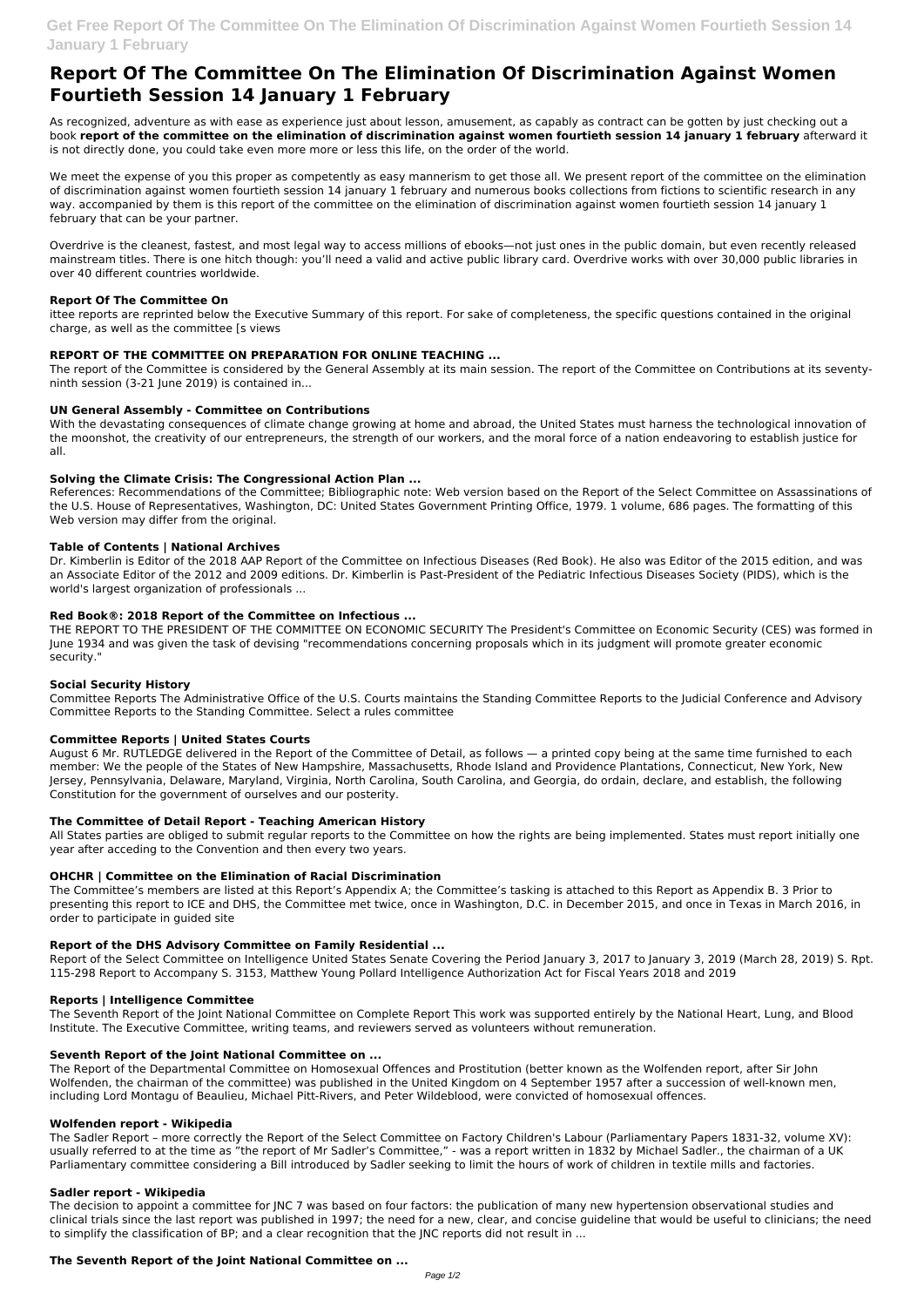# Report Of The Committee On The Elimination Of Discrimination Against Women Fourtieth Session 14 January 1 February

As recognized, adventure as with ease as experience just about lesson, amusement, as capably as contract can be gotten by just checking out a book **report of the committee on the elimination of discrimination against women fourtieth session 14 january 1 february** afterward it is not directly done, you could take even more more or less this life, on the order of the world.

We meet the expense of you this proper as competently as easy mannerism to get those all. We present report of the committee on the elimination of discrimination against women fourtieth session 14 january 1 february and numerous books collections from fictions to scientific research in any way. accompanied by them is this report of the committee on the elimination of discrimination against women fourtieth session 14 january 1 february that can be your partner.

Overdrive is the cleanest, fastest, and most legal way to access millions of ebooks—not just ones in the public domain, but even recently released mainstream titles. There is one hitch though: you'll need a valid and active public library card. Overdrive works with over 30,000 public libraries in over 40 different countries worldwide.

### Report Of The Committee On

ittee reports are reprinted below the Executive Summary of this report. For sake of completeness, the specific questions contained in the original charge, as well as the committee [s views

### REPORT OF THE COMMITTEE ON PREPARATION FOR ONLINE TEACHING ...

The report of the Committee is considered by the General Assembly at its main session. The report of the Committee on Contributions at its seventy-ninth session (3-21 June 2019) is contained in...

### UN General Assembly - Committee on Contributions

With the devastating consequences of climate change growing at home and abroad, the United States must harness the technological innovation of the moonshot, the creativity of our entrepreneurs, the strength of our workers, and the moral force of a nation endeavoring to establish justice for all.

### Solving the Climate Crisis: The Congressional Action Plan ...

References: Recommendations of the Committee; Bibliographic note: Web version based on the Report of the Select Committee on Assassinations of the U.S. House of Representatives, Washington, DC: United States Government Printing Office, 1979. 1 volume, 686 pages. The formatting of this Web version may differ from the original.

### Table of Contents | National Archives

Dr. Kimberlin is Editor of the 2018 AAP Report of the Committee on Infectious Diseases (Red Book). He also was Editor of the 2015 edition, and was an Associate Editor of the 2012 and 2009 editions. Dr. Kimberlin is Past-President of the Pediatric Infectious Diseases Society (PIDS), which is the world's largest organization of professionals ...

### Red Book®: 2018 Report of the Committee on Infectious ...

THE REPORT TO THE PRESIDENT OF THE COMMITTEE ON ECONOMIC SECURITY The President's Committee on Economic Security (CES) was formed in June 1934 and was given the task of devising "recommendations concerning proposals which in its judgment will promote greater economic security."

### Social Security History

Committee Reports The Administrative Office of the U.S. Courts maintains the Standing Committee Reports to the Judicial Conference and Advisory Committee Reports to the Standing Committee. Select a rules committee

### Committee Reports | United States Courts

August 6 Mr. RUTLEDGE delivered in the Report of the Committee of Detail, as follows — a printed copy being at the same time furnished to each member: We the people of the States of New Hampshire, Massachusetts, Rhode Island and Providence Plantations, Connecticut, New York, New Jersey, Pennsylvania, Delaware, Maryland, Virginia, North Carolina, South Carolina, and Georgia, do ordain, declare, and establish, the following Constitution for the government of ourselves and our posterity.

### The Committee of Detail Report - Teaching American History

All States parties are obliged to submit regular reports to the Committee on how the rights are being implemented. States must report initially one year after acceding to the Convention and then every two years.

### OHCHR | Committee on the Elimination of Racial Discrimination

The Committee's members are listed at this Report's Appendix A; the Committee's tasking is attached to this Report as Appendix B. 3 Prior to presenting this report to ICE and DHS, the Committee met twice, once in Washington, D.C. in December 2015, and once in Texas in March 2016, in order to participate in guided site

### Report of the DHS Advisory Committee on Family Residential ...

Report of the Select Committee on Intelligence United States Senate Covering the Period January 3, 2017 to January 3, 2019 (March 28, 2019) S. Rpt. 115-298 Report to Accompany S. 3153, Matthew Young Pollard Intelligence Authorization Act for Fiscal Years 2018 and 2019

### Reports | Intelligence Committee

The Seventh Report of the Joint National Committee on Complete Report This work was supported entirely by the National Heart, Lung, and Blood Institute. The Executive Committee, writing teams, and reviewers served as volunteers without remuneration.

### Seventh Report of the Joint National Committee on ...

The Report of the Departmental Committee on Homosexual Offences and Prostitution (better known as the Wolfenden report, after Sir John Wolfenden, the chairman of the committee) was published in the United Kingdom on 4 September 1957 after a succession of well-known men, including Lord Montagu of Beaulieu, Michael Pitt-Rivers, and Peter Wildeblood, were convicted of homosexual offences.

### Wolfenden report - Wikipedia

The Sadler Report – more correctly the Report of the Select Committee on Factory Children's Labour (Parliamentary Papers 1831-32, volume XV): usually referred to at the time as "the report of Mr Sadler's Committee," - was a report written in 1832 by Michael Sadler., the chairman of a UK Parliamentary committee considering a Bill introduced by Sadler seeking to limit the hours of work of children in textile mills and factories.

### Sadler report - Wikipedia

The decision to appoint a committee for JNC 7 was based on four factors: the publication of many new hypertension observational studies and clinical trials since the last report was published in 1997; the need for a new, clear, and concise guideline that would be useful to clinicians; the need to simplify the classification of BP; and a clear recognition that the JNC reports did not result in ...

### The Seventh Report of the Joint National Committee on ...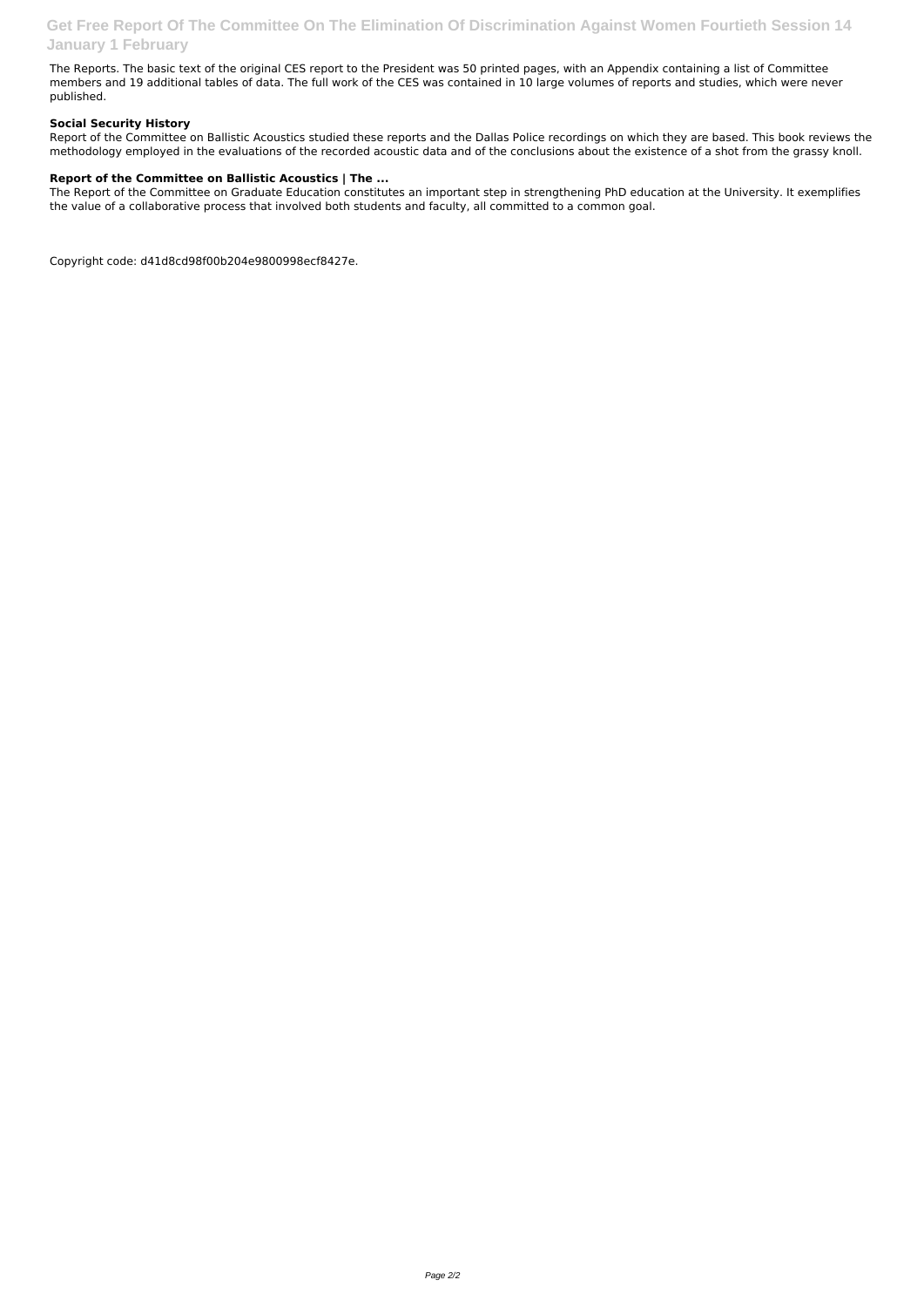The Reports. The basic text of the original CES report to the President was 50 printed pages, with an Appendix containing a list of Committee members and 19 additional tables of data. The full work of the CES was contained in 10 large volumes of reports and studies, which were never published.

**Social Security History**

Report of the Committee on Ballistic Acoustics studied these reports and the Dallas Police recordings on which they are based. This book reviews the methodology employed in the evaluations of the recorded acoustic data and of the conclusions about the existence of a shot from the grassy knoll.

**Report of the Committee on Ballistic Acoustics | The ...**

The Report of the Committee on Graduate Education constitutes an important step in strengthening PhD education at the University. It exemplifies the value of a collaborative process that involved both students and faculty, all committed to a common goal.

Copyright code: d41d8cd98f00b204e9800998ecf8427e.